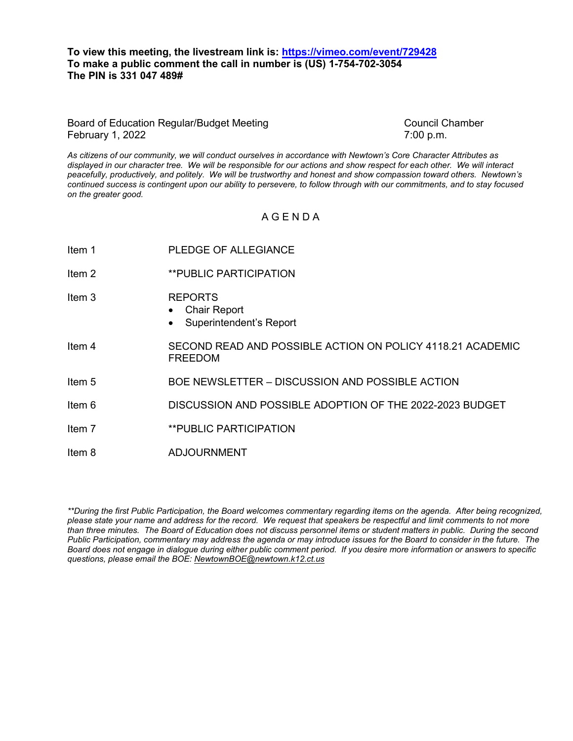**To view this meeting, the livestream link is: [https://vimeo.com/event/729428](https://vimeo.com/event/729428)**
**To make a public comment the call in number is (US) 1-754-702-3054**
**The PIN is 331 047 489#**

Board of Education Regular/Budget Meeting
February 1, 2022

Council Chamber
7:00 p.m.

*As citizens of our community, we will conduct ourselves in accordance with Newtown's Core Character Attributes as displayed in our character tree. We will be responsible for our actions and show respect for each other. We will interact peacefully, productively, and politely. We will be trustworthy and honest and show compassion toward others. Newtown's continued success is contingent upon our ability to persevere, to follow through with our commitments, and to stay focused on the greater good.*

## A G E N D A

| | |
|---|---|
| Item 1 | PLEDGE OF ALLEGIANCE |
| Item 2 | **PUBLIC PARTICIPATION |
| Item 3 | REPORTS<br>• Chair Report<br>• Superintendent's Report |
| Item 4 | SECOND READ AND POSSIBLE ACTION ON POLICY 4118.21 ACADEMIC FREEDOM |
| Item 5 | BOE NEWSLETTER – DISCUSSION AND POSSIBLE ACTION |
| Item 6 | DISCUSSION AND POSSIBLE ADOPTION OF THE 2022-2023 BUDGET |
| Item 7 | **PUBLIC PARTICIPATION |
| Item 8 | ADJOURNMENT |

*\*\*During the first Public Participation, the Board welcomes commentary regarding items on the agenda. After being recognized, please state your name and address for the record. We request that speakers be respectful and limit comments to not more than three minutes. The Board of Education does not discuss personnel items or student matters in public. During the second Public Participation, commentary may address the agenda or may introduce issues for the Board to consider in the future. The Board does not engage in dialogue during either public comment period. If you desire more information or answers to specific questions, please email the BOE: NewtownBOE@newtown.k12.ct.us*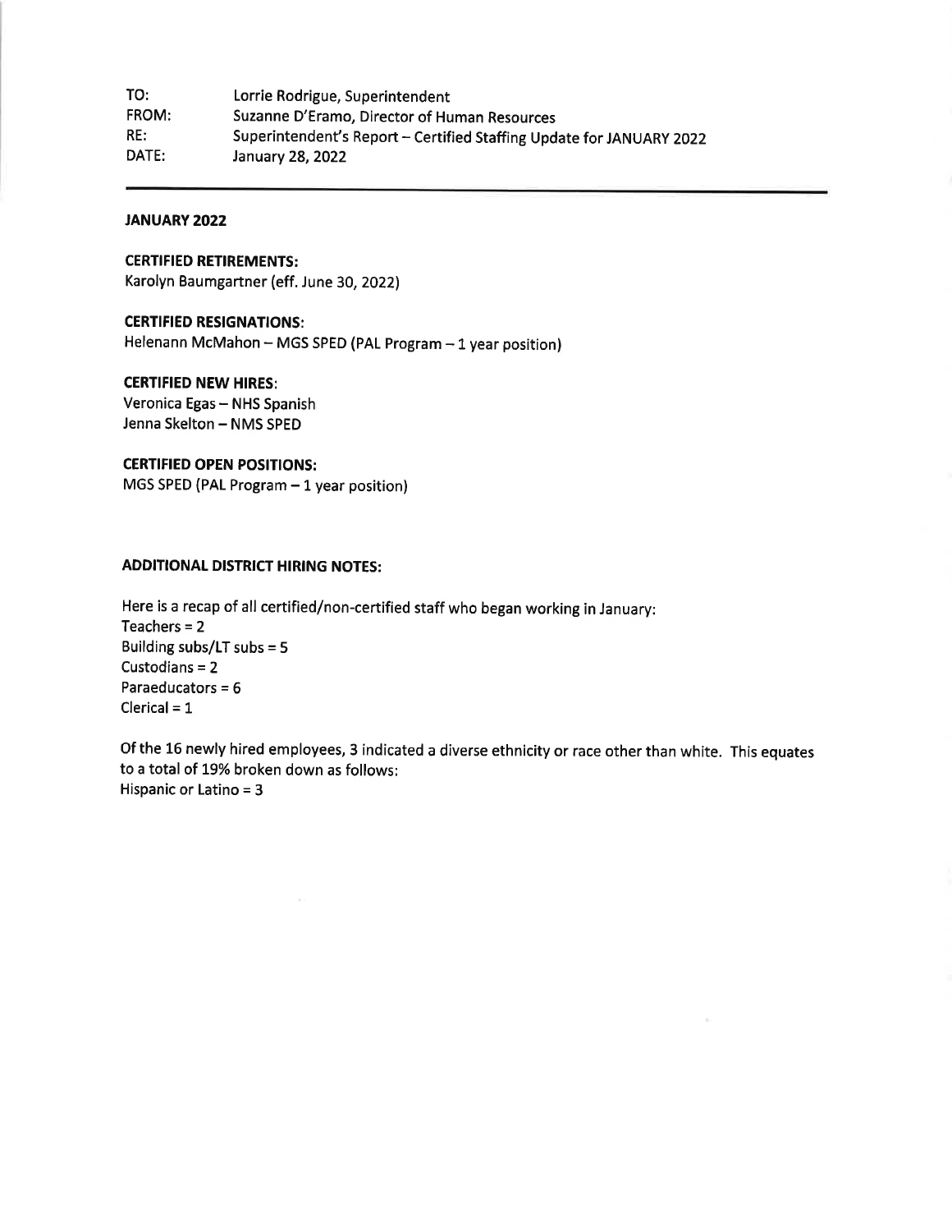TO: Lorrie Rodrigue, Superintendent
FROM: Suzanne D'Eramo, Director of Human Resources
RE: Superintendent's Report – Certified Staffing Update for JANUARY 2022
DATE: January 28, 2022

---

**JANUARY 2022**

**CERTIFIED RETIREMENTS:**
Karolyn Baumgartner (eff. June 30, 2022)

**CERTIFIED RESIGNATIONS:**
Helenann McMahon – MGS SPED (PAL Program – 1 year position)

**CERTIFIED NEW HIRES:**
Veronica Egas – NHS Spanish
Jenna Skelton – NMS SPED

**CERTIFIED OPEN POSITIONS:**
MGS SPED (PAL Program – 1 year position)

**ADDITIONAL DISTRICT HIRING NOTES:**

Here is a recap of all certified/non-certified staff who began working in January:
Teachers = 2
Building subs/LT subs = 5
Custodians = 2
Paraeducators = 6
Clerical = 1

Of the 16 newly hired employees, 3 indicated a diverse ethnicity or race other than white. This equates to a total of 19% broken down as follows:
Hispanic or Latino = 3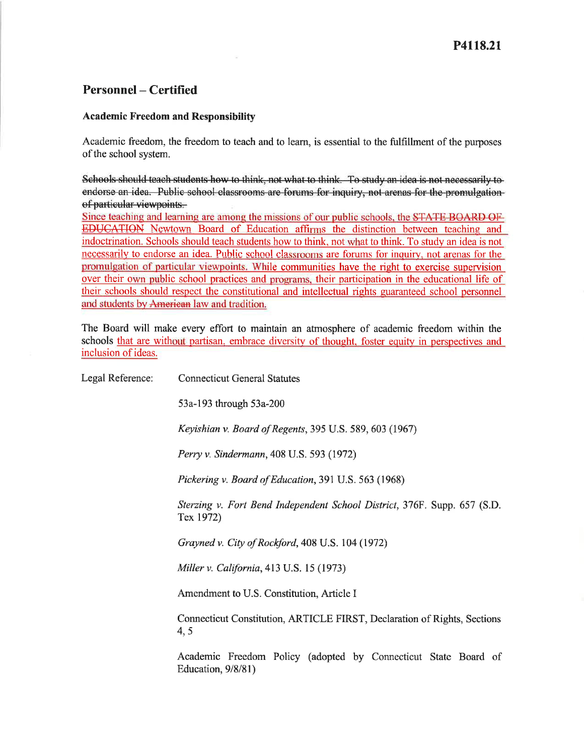# P4118.21

## Personnel – Certified

### Academic Freedom and Responsibility

Academic freedom, the freedom to teach and to learn, is essential to the fulfillment of the purposes of the school system.

~~Schools should teach students how to think, not what to think. To study an idea is not necessarily to endorse an idea. Public school classrooms are forums for inquiry, not arenas for the promulgation of particular viewpoints.~~

<u>Since teaching and learning are among the missions of our public schools, the ~~STATE BOARD OF EDUCATION~~ Newtown Board of Education affirms the distinction between teaching and indoctrination. Schools should teach students how to think, not what to think. To study an idea is not necessarily to endorse an idea. Public school classrooms are forums for inquiry, not arenas for the promulgation of particular viewpoints. While communities have the right to exercise supervision over their own public school practices and programs, their participation in the educational life of their schools should respect the constitutional and intellectual rights guaranteed school personnel and students by ~~American~~ law and tradition.</u>

The Board will make every effort to maintain an atmosphere of academic freedom within the schools <u>that are without partisan, embrace diversity of thought, foster equity in perspectives and inclusion of ideas.</u>

Legal Reference: Connecticut General Statutes

53a-193 through 53a-200

*Keyishian v. Board of Regents*, 395 U.S. 589, 603 (1967)

*Perry v. Sindermann*, 408 U.S. 593 (1972)

*Pickering v. Board of Education*, 391 U.S. 563 (1968)

*Sterzing v. Fort Bend Independent School District*, 376F. Supp. 657 (S.D. Tex 1972)

*Grayned v. City of Rockford*, 408 U.S. 104 (1972)

*Miller v. California*, 413 U.S. 15 (1973)

Amendment to U.S. Constitution, Article I

Connecticut Constitution, ARTICLE FIRST, Declaration of Rights, Sections 4, 5

Academic Freedom Policy (adopted by Connecticut State Board of Education, 9/8/81)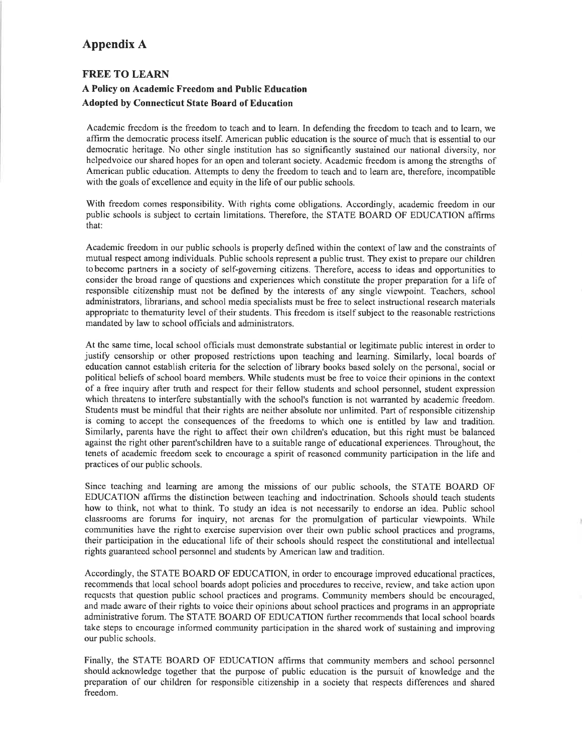## Appendix A

### FREE TO LEARN

**A Policy on Academic Freedom and Public Education**

**Adopted by Connecticut State Board of Education**

Academic freedom is the freedom to teach and to learn. In defending the freedom to teach and to learn, we affirm the democratic process itself. American public education is the source of much that is essential to our democratic heritage. No other single institution has so significantly sustained our national diversity, nor helpedvoice our shared hopes for an open and tolerant society. Academic freedom is among the strengths of American public education. Attempts to deny the freedom to teach and to learn are, therefore, incompatible with the goals of excellence and equity in the life of our public schools.

With freedom comes responsibility. With rights come obligations. Accordingly, academic freedom in our public schools is subject to certain limitations. Therefore, the STATE BOARD OF EDUCATION affirms that:

Academic freedom in our public schools is properly defined within the context of law and the constraints of mutual respect among individuals. Public schools represent a public trust. They exist to prepare our children to become partners in a society of self-governing citizens. Therefore, access to ideas and opportunities to consider the broad range of questions and experiences which constitute the proper preparation for a life of responsible citizenship must not be defined by the interests of any single viewpoint. Teachers, school administrators, librarians, and school media specialists must be free to select instructional research materials appropriate to thematurity level of their students. This freedom is itself subject to the reasonable restrictions mandated by law to school officials and administrators.

At the same time, local school officials must demonstrate substantial or legitimate public interest in order to justify censorship or other proposed restrictions upon teaching and learning. Similarly, local boards of education cannot establish criteria for the selection of library books based solely on the personal, social or political beliefs of school board members. While students must be free to voice their opinions in the context of a free inquiry after truth and respect for their fellow students and school personnel, student expression which threatens to interfere substantially with the school's function is not warranted by academic freedom. Students must be mindful that their rights are neither absolute nor unlimited. Part of responsible citizenship is coming to accept the consequences of the freedoms to which one is entitled by law and tradition. Similarly, parents have the right to affect their own children's education, but this right must be balanced against the right other parent'schildren have to a suitable range of educational experiences. Throughout, the tenets of academic freedom seek to encourage a spirit of reasoned community participation in the life and practices of our public schools.

Since teaching and learning are among the missions of our public schools, the STATE BOARD OF EDUCATION affirms the distinction between teaching and indoctrination. Schools should teach students how to think, not what to think. To study an idea is not necessarily to endorse an idea. Public school classrooms are forums for inquiry, not arenas for the promulgation of particular viewpoints. While communities have the rightto exercise supervision over their own public school practices and programs, their participation in the educational life of their schools should respect the constitutional and intellectual rights guaranteed school personnel and students by American law and tradition.

Accordingly, the STATE BOARD OF EDUCATION, in order to encourage improved educational practices, recommends that local school boards adopt policies and procedures to receive, review, and take action upon requests that question public school practices and programs. Community members should be encouraged, and made aware of their rights to voice their opinions about school practices and programs in an appropriate administrative forum. The STATE BOARD OF EDUCATION further recommends that local school boards take steps to encourage informed community participation in the shared work of sustaining and improving our public schools.

Finally, the STATE BOARD OF EDUCATION affirms that community members and school personnel should acknowledge together that the purpose of public education is the pursuit of knowledge and the preparation of our children for responsible citizenship in a society that respects differences and shared freedom.